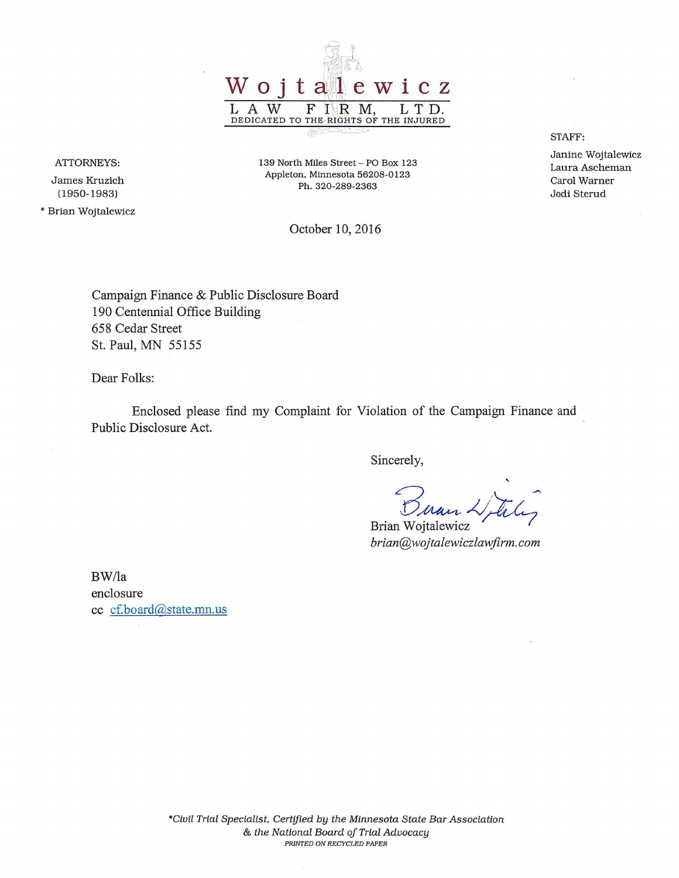# Wojtalewicz

**LAW FIRM, LTD.**

DEDICATED TO THE RIGHTS OF THE INJURED

ATTORNEYS:

James Kruzich
(1950-1983)

* Brian Wojtalewicz

139 North Miles Street – PO Box 123
Appleton, Minnesota 56208-0123
Ph. 320-289-2363

STAFF:

Janine Wojtalewicz
Laura Ascheman
Carol Warner
Jodi Sterud

October 10, 2016

Campaign Finance & Public Disclosure Board
190 Centennial Office Building
658 Cedar Street
St. Paul, MN 55155

Dear Folks:

Enclosed please find my Complaint for Violation of the Campaign Finance and Public Disclosure Act.

Sincerely,

Brian Wojtalewicz
*brian@wojtalewiczlawfirm.com*

BW/la
enclosure
cc cf.board@state.mn.us

*Civil Trial Specialist, Certified by the Minnesota State Bar Association & the National Board of Trial Advocacy*

PRINTED ON RECYCLED PAPER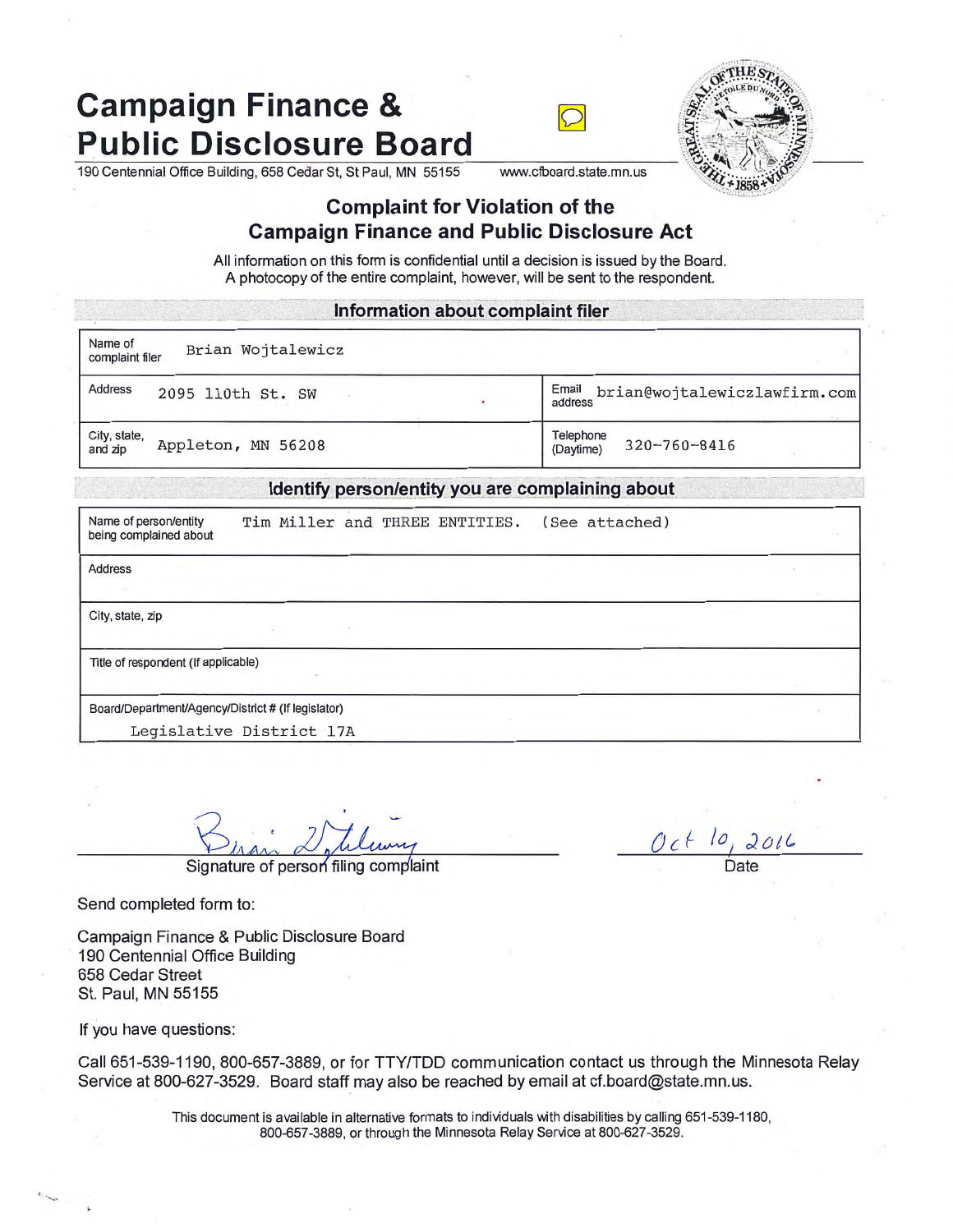# Campaign Finance & Public Disclosure Board

190 Centennial Office Building, 658 Cedar St, St Paul, MN 55155 www.cfboard.state.mn.us

## Complaint for Violation of the Campaign Finance and Public Disclosure Act

All information on this form is confidential until a decision is issued by the Board. A photocopy of the entire complaint, however, will be sent to the respondent.

### Information about complaint filer

| | | | |
|---|---|---|---|
| Name of complaint filer | Brian Wojtalewicz | | |
| Address | 2095 110th St. SW | Email address | brian@wojtaleviczlawfirm.com |
| City, state, and zip | Appleton, MN 56208 | Telephone (Daytime) | 320-760-8416 |

### Identify person/entity you are complaining about

| | |
|---|---|
| Name of person/entity being complained about | Tim Miller and THREE ENTITIES. (See attached) |
| Address | |
| City, state, zip | |
| Title of respondent (If applicable) | |
| Board/Department/Agency/District # (If legislator) | Legislative District 17A |

Brian Wojtalewicz
Signature of person filing complaint

Oct 10, 2016
Date

Send completed form to:

Campaign Finance & Public Disclosure Board
190 Centennial Office Building
658 Cedar Street
St. Paul, MN 55155

If you have questions:

Call 651-539-1190, 800-657-3889, or for TTY/TDD communication contact us through the Minnesota Relay Service at 800-627-3529. Board staff may also be reached by email at cf.board@state.mn.us.

This document is available in alternative formats to individuals with disabilities by calling 651-539-1180, 800-657-3889, or through the Minnesota Relay Service at 800-627-3529.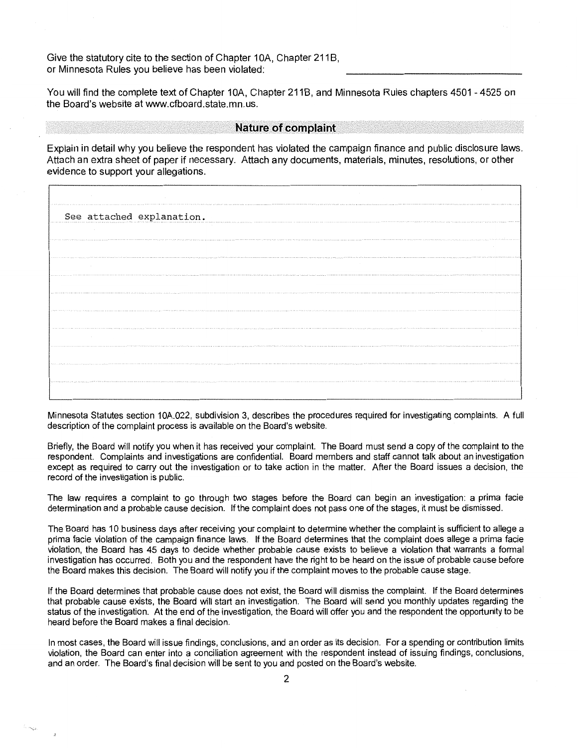Give the statutory cite to the section of Chapter 10A, Chapter 211B, or Minnesota Rules you believe has been violated: ______________________

You will find the complete text of Chapter 10A, Chapter 211B, and Minnesota Rules chapters 4501 - 4525 on the Board's website at www.cfboard.state.mn.us.

## Nature of complaint

Explain in detail why you believe the respondent has violated the campaign finance and public disclosure laws. Attach an extra sheet of paper if necessary. Attach any documents, materials, minutes, resolutions, or other evidence to support your allegations.

See attached explanation.

Minnesota Statutes section 10A.022, subdivision 3, describes the procedures required for investigating complaints. A full description of the complaint process is available on the Board's website.

Briefly, the Board will notify you when it has received your complaint. The Board must send a copy of the complaint to the respondent. Complaints and investigations are confidential. Board members and staff cannot talk about an investigation except as required to carry out the investigation or to take action in the matter. After the Board issues a decision, the record of the investigation is public.

The law requires a complaint to go through two stages before the Board can begin an investigation: a prima facie determination and a probable cause decision. If the complaint does not pass one of the stages, it must be dismissed.

The Board has 10 business days after receiving your complaint to determine whether the complaint is sufficient to allege a prima facie violation of the campaign finance laws. If the Board determines that the complaint does allege a prima facie violation, the Board has 45 days to decide whether probable cause exists to believe a violation that warrants a formal investigation has occurred. Both you and the respondent have the right to be heard on the issue of probable cause before the Board makes this decision. The Board will notify you if the complaint moves to the probable cause stage.

If the Board determines that probable cause does not exist, the Board will dismiss the complaint. If the Board determines that probable cause exists, the Board will start an investigation. The Board will send you monthly updates regarding the status of the investigation. At the end of the investigation, the Board will offer you and the respondent the opportunity to be heard before the Board makes a final decision.

In most cases, the Board will issue findings, conclusions, and an order as its decision. For a spending or contribution limits violation, the Board can enter into a conciliation agreement with the respondent instead of issuing findings, conclusions, and an order. The Board's final decision will be sent to you and posted on the Board's website.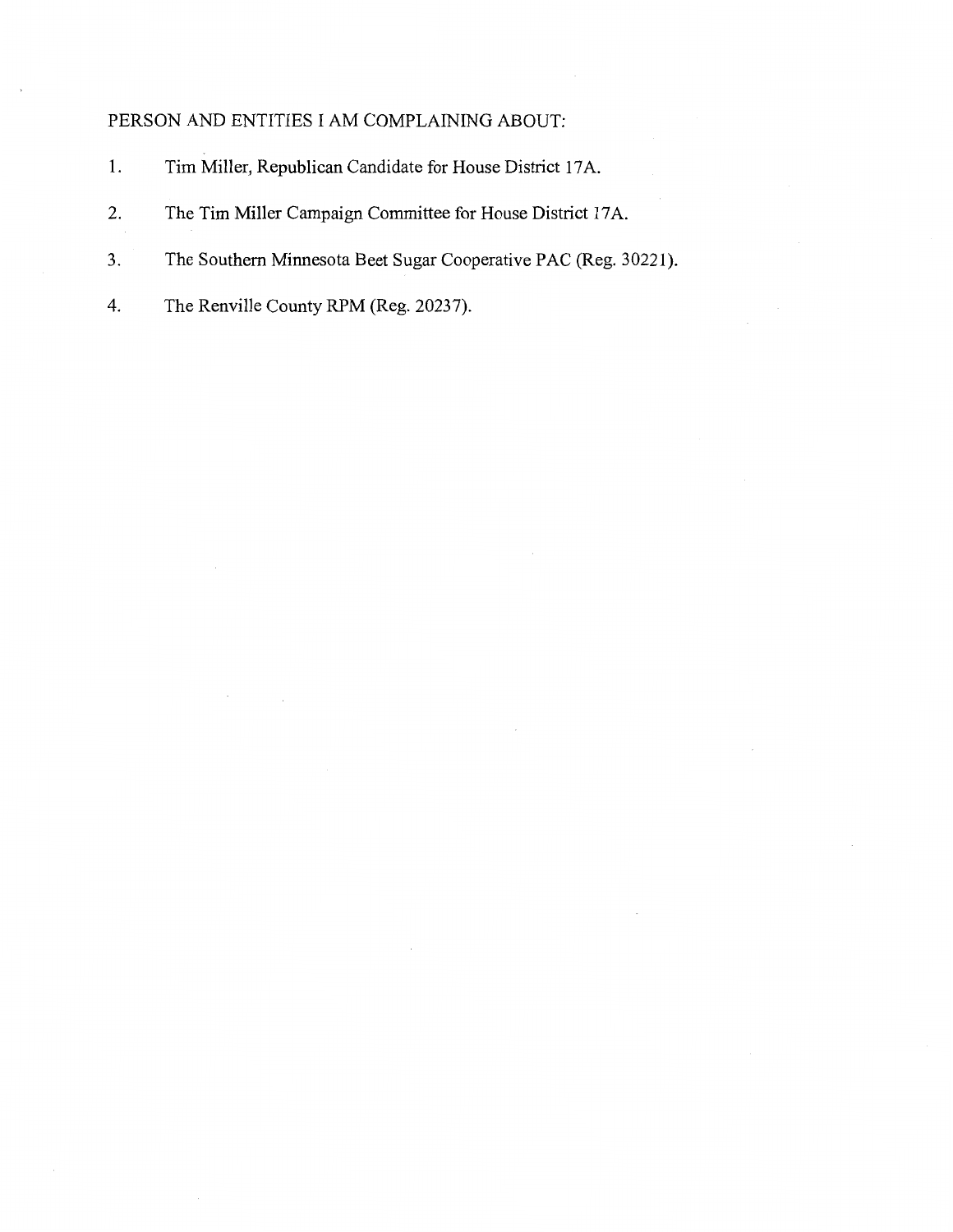PERSON AND ENTITIES I AM COMPLAINING ABOUT:

1. Tim Miller, Republican Candidate for House District 17A.
2. The Tim Miller Campaign Committee for House District 17A.
3. The Southern Minnesota Beet Sugar Cooperative PAC (Reg. 30221).
4. The Renville County RPM (Reg. 20237).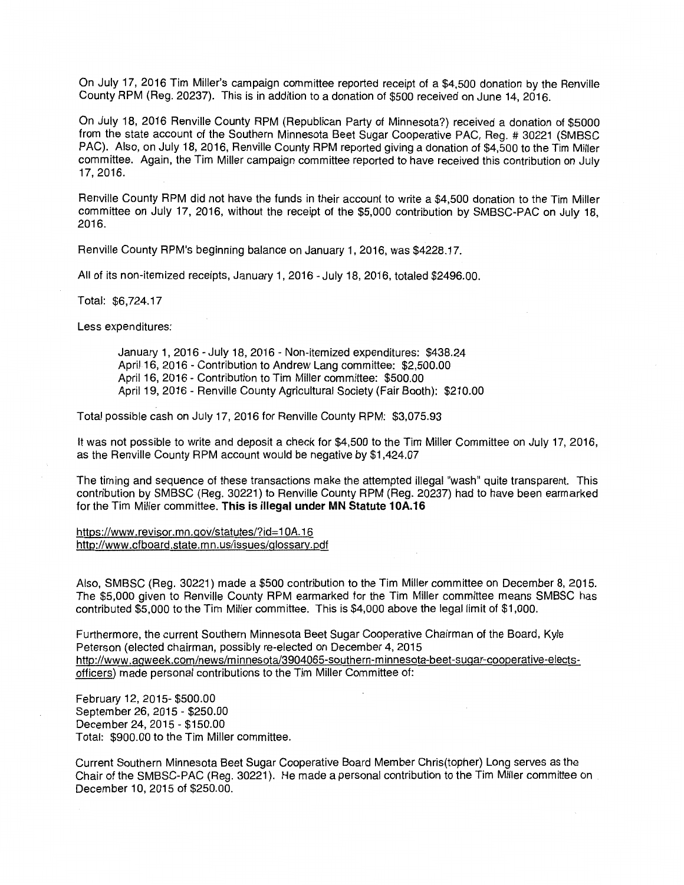On July 17, 2016 Tim Miller's campaign committee reported receipt of a $4,500 donation by the Renville County RPM (Reg. 20237). This is in addition to a donation of $500 received on June 14, 2016.

On July 18, 2016 Renville County RPM (Republican Party of Minnesota?) received a donation of $5000 from the state account of the Southern Minnesota Beet Sugar Cooperative PAC, Reg. # 30221 (SMBSC PAC). Also, on July 18, 2016, Renville County RPM reported giving a donation of $4,500 to the Tim Miller committee. Again, the Tim Miller campaign committee reported to have received this contribution on July 17, 2016.

Renville County RPM did not have the funds in their account to write a $4,500 donation to the Tim Miller committee on July 17, 2016, without the receipt of the $5,000 contribution by SMBSC-PAC on July 18, 2016.

Renville County RPM's beginning balance on January 1, 2016, was $4228.17.

All of its non-itemized receipts, January 1, 2016 - July 18, 2016, totaled $2496.00.

Total: $6,724.17

Less expenditures:

> January 1, 2016 - July 18, 2016 - Non-itemized expenditures: $438.24
> April 16, 2016 - Contribution to Andrew Lang committee: $2,500.00
> April 16, 2016 - Contribution to Tim Miller committee: $500.00
> April 19, 2016 - Renville County Agricultural Society (Fair Booth): $210.00

Total possible cash on July 17, 2016 for Renville County RPM: $3,075.93

It was not possible to write and deposit a check for $4,500 to the Tim Miller Committee on July 17, 2016, as the Renville County RPM account would be negative by $1,424.07

The timing and sequence of these transactions make the attempted illegal "wash" quite transparent. This contribution by SMBSC (Reg. 30221) to Renville County RPM (Reg. 20237) had to have been earmarked for the Tim Miller committee. **This is illegal under MN Statute 10A.16**

https://www.revisor.mn.gov/statutes/?id=10A.16
http://www.cfboard.state.mn.us/issues/glossary.pdf

Also, SMBSC (Reg. 30221) made a $500 contribution to the Tim Miller committee on December 8, 2015. The $5,000 given to Renville County RPM earmarked for the Tim Miller committee means SMBSC has contributed $5,000 to the Tim Miller committee. This is $4,000 above the legal limit of $1,000.

Furthermore, the current Southern Minnesota Beet Sugar Cooperative Chairman of the Board, Kyle Peterson (elected chairman, possibly re-elected on December 4, 2015 http://www.agweek.com/news/minnesota/3904065-southern-minnesota-beet-sugar-cooperative-elects-officers) made personal contributions to the Tim Miller Committee of:

February 12, 2015- $500.00
September 26, 2015 - $250.00
December 24, 2015 - $150.00
Total: $900.00 to the Tim Miller committee.

Current Southern Minnesota Beet Sugar Cooperative Board Member Chris(topher) Long serves as the Chair of the SMBSC-PAC (Reg. 30221). He made a personal contribution to the Tim Miller committee on December 10, 2015 of $250.00.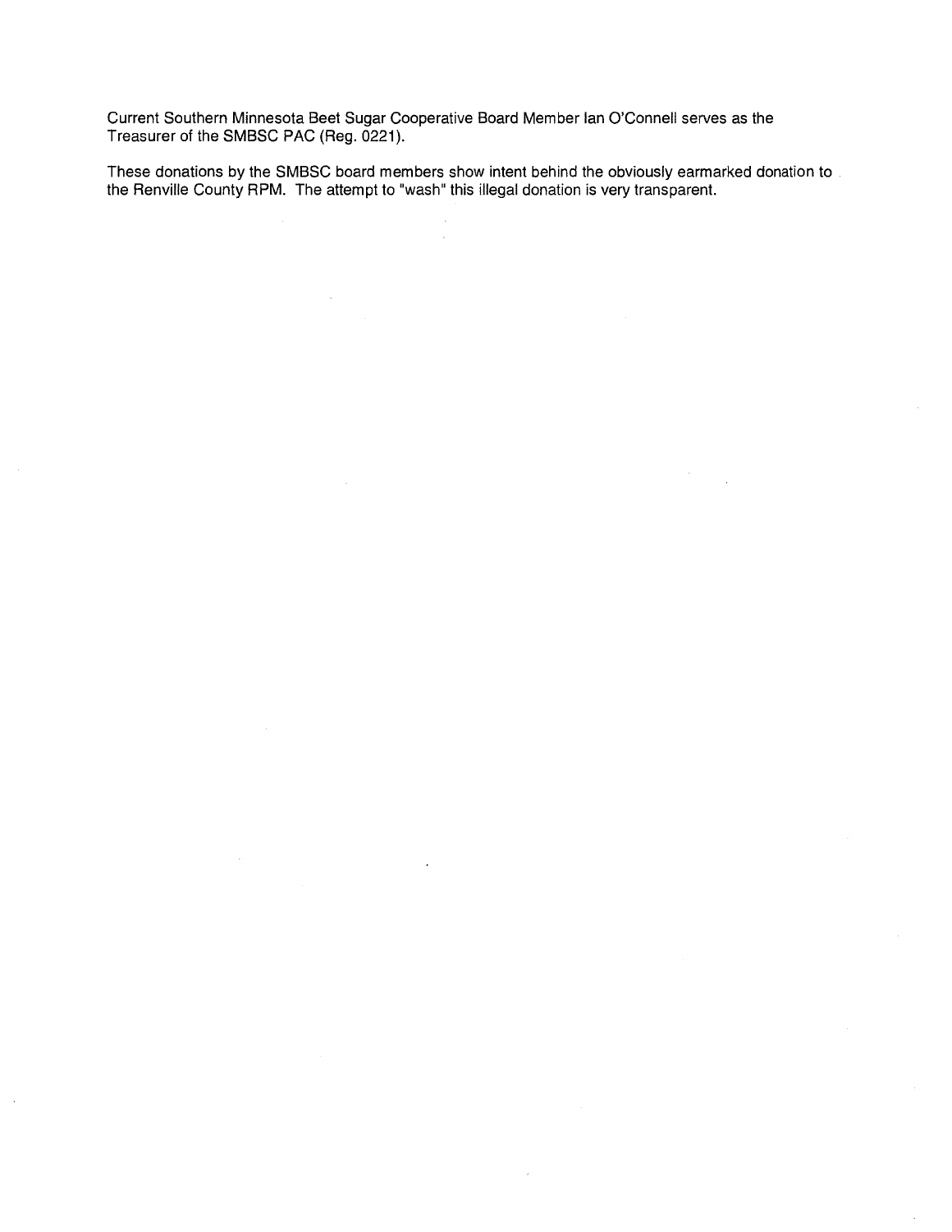Current Southern Minnesota Beet Sugar Cooperative Board Member Ian O'Connell serves as the Treasurer of the SMBSC PAC (Reg. 0221).

These donations by the SMBSC board members show intent behind the obviously earmarked donation to the Renville County RPM. The attempt to "wash" this illegal donation is very transparent.